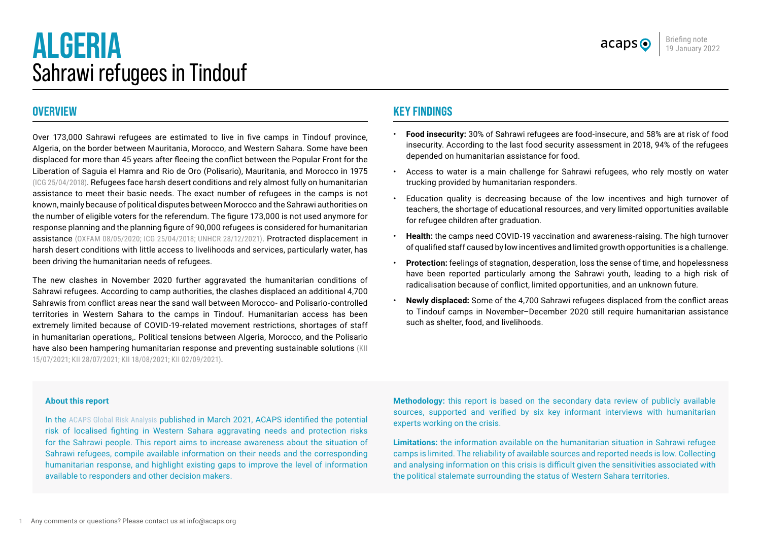# ALGERIA
## Sahrawi refugees in Tindouf

Briefing note
19 January 2022

## OVERVIEW

Over 173,000 Sahrawi refugees are estimated to live in five camps in Tindouf province, Algeria, on the border between Mauritania, Morocco, and Western Sahara. Some have been displaced for more than 45 years after fleeing the conflict between the Popular Front for the Liberation of Saguia el Hamra and Rio de Oro (Polisario), Mauritania, and Morocco in 1975 (ICG 25/04/2018). Refugees face harsh desert conditions and rely almost fully on humanitarian assistance to meet their basic needs. The exact number of refugees in the camps is not known, mainly because of political disputes between Morocco and the Sahrawi authorities on the number of eligible voters for the referendum. The figure 173,000 is not used anymore for response planning and the planning figure of 90,000 refugees is considered for humanitarian assistance (OXFAM 08/05/2020; ICG 25/04/2018; UNHCR 28/12/2021). Protracted displacement in harsh desert conditions with little access to livelihoods and services, particularly water, has been driving the humanitarian needs of refugees.

The new clashes in November 2020 further aggravated the humanitarian conditions of Sahrawi refugees. According to camp authorities, the clashes displaced an additional 4,700 Sahrawis from conflict areas near the sand wall between Morocco- and Polisario-controlled territories in Western Sahara to the camps in Tindouf. Humanitarian access has been extremely limited because of COVID-19-related movement restrictions, shortages of staff in humanitarian operations,. Political tensions between Algeria, Morocco, and the Polisario have also been hampering humanitarian response and preventing sustainable solutions (KII 15/07/2021; KII 28/07/2021; KII 18/08/2021; KII 02/09/2021).

## KEY FINDINGS

- **Food insecurity:** 30% of Sahrawi refugees are food-insecure, and 58% are at risk of food insecurity. According to the last food security assessment in 2018, 94% of the refugees depended on humanitarian assistance for food.
- Access to water is a main challenge for Sahrawi refugees, who rely mostly on water trucking provided by humanitarian responders.
- Education quality is decreasing because of the low incentives and high turnover of teachers, the shortage of educational resources, and very limited opportunities available for refugee children after graduation.
- **Health:** the camps need COVID-19 vaccination and awareness-raising. The high turnover of qualified staff caused by low incentives and limited growth opportunities is a challenge.
- **Protection:** feelings of stagnation, desperation, loss the sense of time, and hopelessness have been reported particularly among the Sahrawi youth, leading to a high risk of radicalisation because of conflict, limited opportunities, and an unknown future.
- **Newly displaced:** Some of the 4,700 Sahrawi refugees displaced from the conflict areas to Tindouf camps in November–December 2020 still require humanitarian assistance such as shelter, food, and livelihoods.

**About this report**

In the ACAPS Global Risk Analysis published in March 2021, ACAPS identified the potential risk of localised fighting in Western Sahara aggravating needs and protection risks for the Sahrawi people. This report aims to increase awareness about the situation of Sahrawi refugees, compile available information on their needs and the corresponding humanitarian response, and highlight existing gaps to improve the level of information available to responders and other decision makers.

**Methodology:** this report is based on the secondary data review of publicly available sources, supported and verified by six key informant interviews with humanitarian experts working on the crisis.

**Limitations:** the information available on the humanitarian situation in Sahrawi refugee camps is limited. The reliability of available sources and reported needs is low. Collecting and analysing information on this crisis is difficult given the sensitivities associated with the political stalemate surrounding the status of Western Sahara territories.

Any comments or questions? Please contact us at info@acaps.org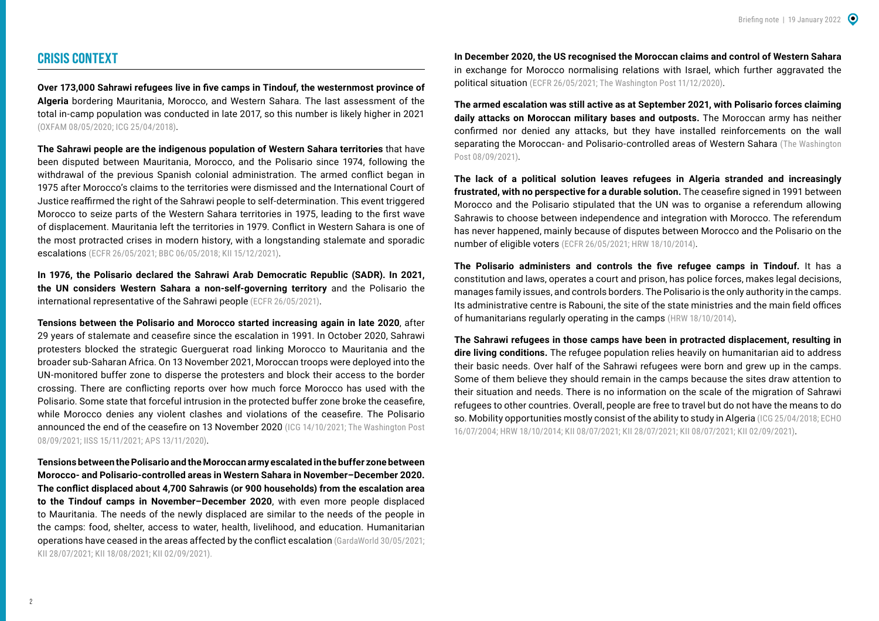## CRISIS CONTEXT

**Over 173,000 Sahrawi refugees live in five camps in Tindouf, the westernmost province of Algeria** bordering Mauritania, Morocco, and Western Sahara. The last assessment of the total in-camp population was conducted in late 2017, so this number is likely higher in 2021 (OXFAM 08/05/2020; ICG 25/04/2018).

**The Sahrawi people are the indigenous population of Western Sahara territories** that have been disputed between Mauritania, Morocco, and the Polisario since 1974, following the withdrawal of the previous Spanish colonial administration. The armed conflict began in 1975 after Morocco's claims to the territories were dismissed and the International Court of Justice reaffirmed the right of the Sahrawi people to self-determination. This event triggered Morocco to seize parts of the Western Sahara territories in 1975, leading to the first wave of displacement. Mauritania left the territories in 1979. Conflict in Western Sahara is one of the most protracted crises in modern history, with a longstanding stalemate and sporadic escalations (ECFR 26/05/2021; BBC 06/05/2018; KII 15/12/2021).

**In 1976, the Polisario declared the Sahrawi Arab Democratic Republic (SADR). In 2021, the UN considers Western Sahara a non-self-governing territory** and the Polisario the international representative of the Sahrawi people (ECFR 26/05/2021).

**Tensions between the Polisario and Morocco started increasing again in late 2020**, after 29 years of stalemate and ceasefire since the escalation in 1991. In October 2020, Sahrawi protesters blocked the strategic Guerguerat road linking Morocco to Mauritania and the broader sub-Saharan Africa. On 13 November 2021, Moroccan troops were deployed into the UN-monitored buffer zone to disperse the protesters and block their access to the border crossing. There are conflicting reports over how much force Morocco has used with the Polisario. Some state that forceful intrusion in the protected buffer zone broke the ceasefire, while Morocco denies any violent clashes and violations of the ceasefire. The Polisario announced the end of the ceasefire on 13 November 2020 (ICG 14/10/2021; The Washington Post 08/09/2021; IISS 15/11/2021; APS 13/11/2020).

**Tensions between the Polisario and the Moroccan army escalated in the buffer zone between Morocco- and Polisario-controlled areas in Western Sahara in November–December 2020. The conflict displaced about 4,700 Sahrawis (or 900 households) from the escalation area to the Tindouf camps in November–December 2020**, with even more people displaced to Mauritania. The needs of the newly displaced are similar to the needs of the people in the camps: food, shelter, access to water, health, livelihood, and education. Humanitarian operations have ceased in the areas affected by the conflict escalation (GardaWorld 30/05/2021; KII 28/07/2021; KII 18/08/2021; KII 02/09/2021).

**In December 2020, the US recognised the Moroccan claims and control of Western Sahara** in exchange for Morocco normalising relations with Israel, which further aggravated the political situation (ECFR 26/05/2021; The Washington Post 11/12/2020).

**The armed escalation was still active as at September 2021, with Polisario forces claiming daily attacks on Moroccan military bases and outposts.** The Moroccan army has neither confirmed nor denied any attacks, but they have installed reinforcements on the wall separating the Moroccan- and Polisario-controlled areas of Western Sahara (The Washington Post 08/09/2021).

**The lack of a political solution leaves refugees in Algeria stranded and increasingly frustrated, with no perspective for a durable solution.** The ceasefire signed in 1991 between Morocco and the Polisario stipulated that the UN was to organise a referendum allowing Sahrawis to choose between independence and integration with Morocco. The referendum has never happened, mainly because of disputes between Morocco and the Polisario on the number of eligible voters (ECFR 26/05/2021; HRW 18/10/2014).

**The Polisario administers and controls the five refugee camps in Tindouf.** It has a constitution and laws, operates a court and prison, has police forces, makes legal decisions, manages family issues, and controls borders. The Polisario is the only authority in the camps. Its administrative centre is Rabouni, the site of the state ministries and the main field offices of humanitarians regularly operating in the camps (HRW 18/10/2014).

**The Sahrawi refugees in those camps have been in protracted displacement, resulting in dire living conditions.** The refugee population relies heavily on humanitarian aid to address their basic needs. Over half of the Sahrawi refugees were born and grew up in the camps. Some of them believe they should remain in the camps because the sites draw attention to their situation and needs. There is no information on the scale of the migration of Sahrawi refugees to other countries. Overall, people are free to travel but do not have the means to do so. Mobility opportunities mostly consist of the ability to study in Algeria (ICG 25/04/2018; ECHO 16/07/2004; HRW 18/10/2014; KII 08/07/2021; KII 28/07/2021; KII 08/07/2021; KII 02/09/2021).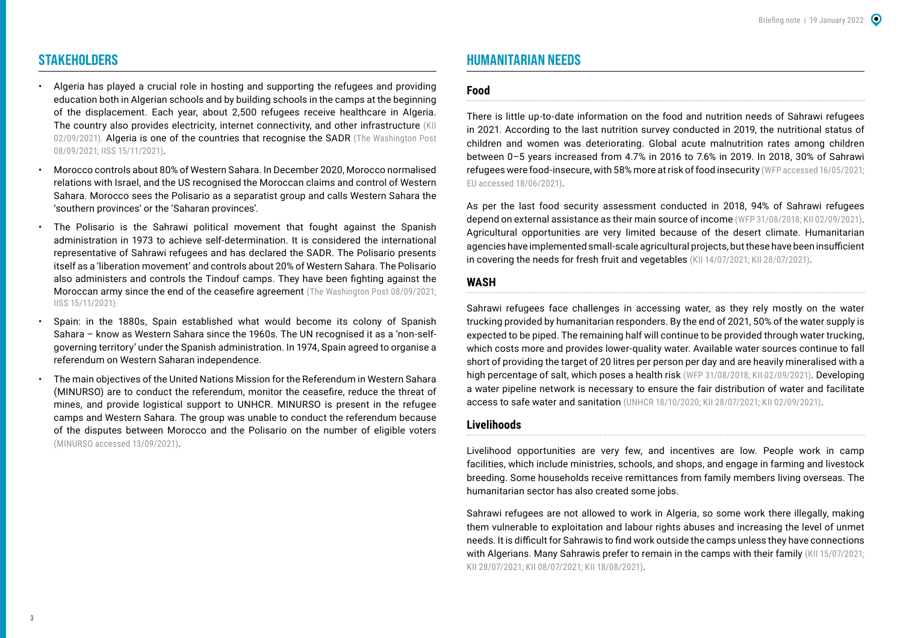## STAKEHOLDERS

- Algeria has played a crucial role in hosting and supporting the refugees and providing education both in Algerian schools and by building schools in the camps at the beginning of the displacement. Each year, about 2,500 refugees receive healthcare in Algeria. The country also provides electricity, internet connectivity, and other infrastructure (KII 02/09/2021). Algeria is one of the countries that recognise the SADR (The Washington Post 08/09/2021; IISS 15/11/2021).
- Morocco controls about 80% of Western Sahara. In December 2020, Morocco normalised relations with Israel, and the US recognised the Moroccan claims and control of Western Sahara. Morocco sees the Polisario as a separatist group and calls Western Sahara the 'southern provinces' or the 'Saharan provinces'.
- The Polisario is the Sahrawi political movement that fought against the Spanish administration in 1973 to achieve self-determination. It is considered the international representative of Sahrawi refugees and has declared the SADR. The Polisario presents itself as a 'liberation movement' and controls about 20% of Western Sahara. The Polisario also administers and controls the Tindouf camps. They have been fighting against the Moroccan army since the end of the ceasefire agreement (The Washington Post 08/09/2021; IISS 15/11/2021).
- Spain: in the 1880s, Spain established what would become its colony of Spanish Sahara – know as Western Sahara since the 1960s. The UN recognised it as a 'non-self-governing territory' under the Spanish administration. In 1974, Spain agreed to organise a referendum on Western Saharan independence.
- The main objectives of the United Nations Mission for the Referendum in Western Sahara (MINURSO) are to conduct the referendum, monitor the ceasefire, reduce the threat of mines, and provide logistical support to UNHCR. MINURSO is present in the refugee camps and Western Sahara. The group was unable to conduct the referendum because of the disputes between Morocco and the Polisario on the number of eligible voters (MINURSO accessed 13/09/2021).

## HUMANITARIAN NEEDS

### Food

There is little up-to-date information on the food and nutrition needs of Sahrawi refugees in 2021. According to the last nutrition survey conducted in 2019, the nutritional status of children and women was deteriorating. Global acute malnutrition rates among children between 0–5 years increased from 4.7% in 2016 to 7.6% in 2019. In 2018, 30% of Sahrawi refugees were food-insecure, with 58% more at risk of food insecurity (WFP accessed 16/05/2021; EU accessed 18/06/2021).

As per the last food security assessment conducted in 2018, 94% of Sahrawi refugees depend on external assistance as their main source of income (WFP 31/08/2018; KII 02/09/2021). Agricultural opportunities are very limited because of the desert climate. Humanitarian agencies have implemented small-scale agricultural projects, but these have been insufficient in covering the needs for fresh fruit and vegetables (KII 14/07/2021; KII 28/07/2021).

### WASH

Sahrawi refugees face challenges in accessing water, as they rely mostly on the water trucking provided by humanitarian responders. By the end of 2021, 50% of the water supply is expected to be piped. The remaining half will continue to be provided through water trucking, which costs more and provides lower-quality water. Available water sources continue to fall short of providing the target of 20 litres per person per day and are heavily mineralised with a high percentage of salt, which poses a health risk (WFP 31/08/2018; KII 02/09/2021). Developing a water pipeline network is necessary to ensure the fair distribution of water and facilitate access to safe water and sanitation (UNHCR 18/10/2020; KII 28/07/2021; KII 02/09/2021).

### Livelihoods

Livelihood opportunities are very few, and incentives are low. People work in camp facilities, which include ministries, schools, and shops, and engage in farming and livestock breeding. Some households receive remittances from family members living overseas. The humanitarian sector has also created some jobs.

Sahrawi refugees are not allowed to work in Algeria, so some work there illegally, making them vulnerable to exploitation and labour rights abuses and increasing the level of unmet needs. It is difficult for Sahrawis to find work outside the camps unless they have connections with Algerians. Many Sahrawis prefer to remain in the camps with their family (KII 15/07/2021; KII 28/07/2021; KII 08/07/2021; KII 18/08/2021).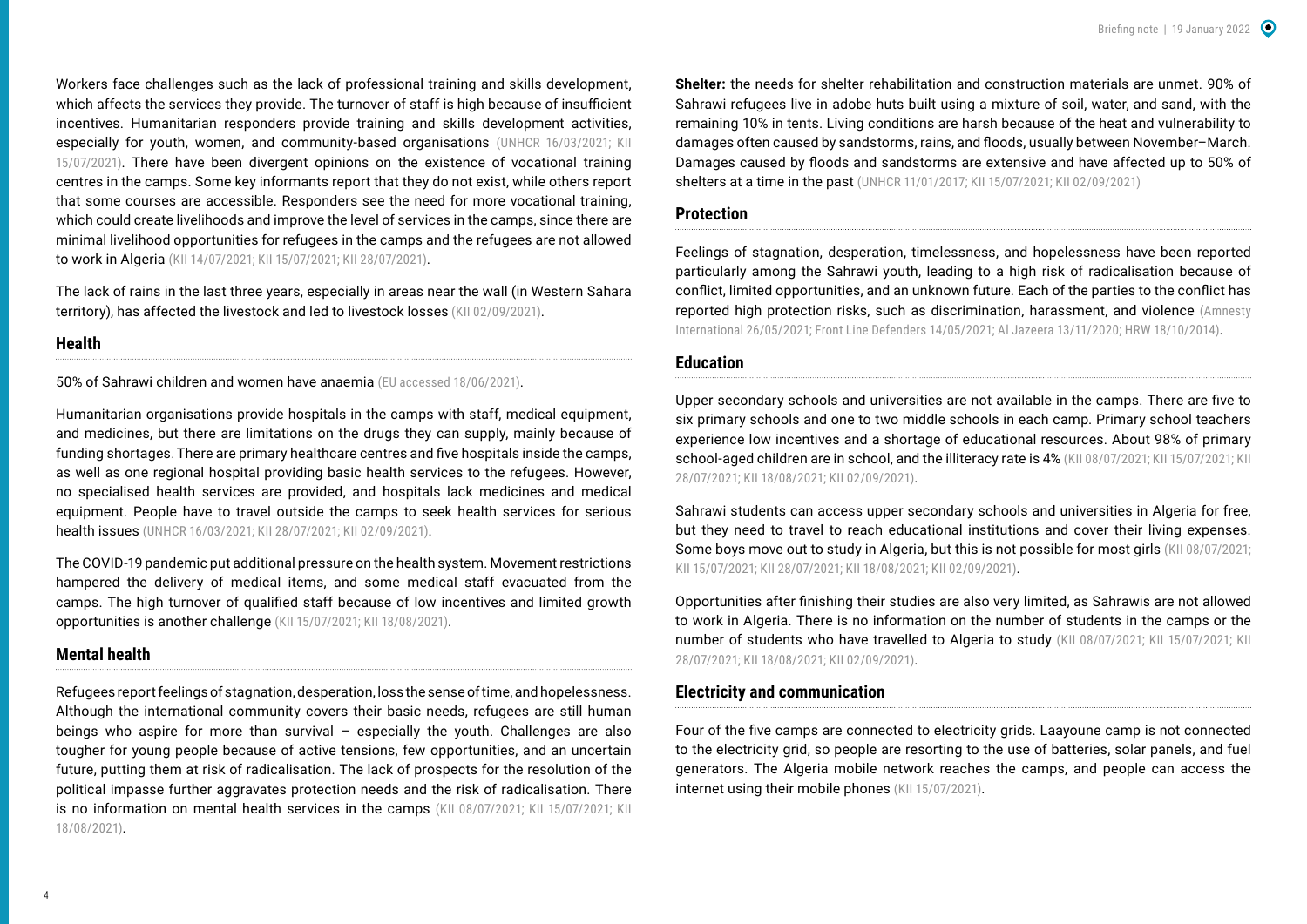Workers face challenges such as the lack of professional training and skills development, which affects the services they provide. The turnover of staff is high because of insufficient incentives. Humanitarian responders provide training and skills development activities, especially for youth, women, and community-based organisations (UNHCR 16/03/2021; KII 15/07/2021). There have been divergent opinions on the existence of vocational training centres in the camps. Some key informants report that they do not exist, while others report that some courses are accessible. Responders see the need for more vocational training, which could create livelihoods and improve the level of services in the camps, since there are minimal livelihood opportunities for refugees in the camps and the refugees are not allowed to work in Algeria (KII 14/07/2021; KII 15/07/2021; KII 28/07/2021).

The lack of rains in the last three years, especially in areas near the wall (in Western Sahara territory), has affected the livestock and led to livestock losses (KII 02/09/2021).

## Health

50% of Sahrawi children and women have anaemia (EU accessed 18/06/2021).

Humanitarian organisations provide hospitals in the camps with staff, medical equipment, and medicines, but there are limitations on the drugs they can supply, mainly because of funding shortages. There are primary healthcare centres and five hospitals inside the camps, as well as one regional hospital providing basic health services to the refugees. However, no specialised health services are provided, and hospitals lack medicines and medical equipment. People have to travel outside the camps to seek health services for serious health issues (UNHCR 16/03/2021; KII 28/07/2021; KII 02/09/2021).

The COVID-19 pandemic put additional pressure on the health system. Movement restrictions hampered the delivery of medical items, and some medical staff evacuated from the camps. The high turnover of qualified staff because of low incentives and limited growth opportunities is another challenge (KII 15/07/2021; KII 18/08/2021).

## Mental health

Refugees report feelings of stagnation, desperation, loss the sense of time, and hopelessness. Although the international community covers their basic needs, refugees are still human beings who aspire for more than survival – especially the youth. Challenges are also tougher for young people because of active tensions, few opportunities, and an uncertain future, putting them at risk of radicalisation. The lack of prospects for the resolution of the political impasse further aggravates protection needs and the risk of radicalisation. There is no information on mental health services in the camps (KII 08/07/2021; KII 15/07/2021; KII 18/08/2021).

**Shelter:** the needs for shelter rehabilitation and construction materials are unmet. 90% of Sahrawi refugees live in adobe huts built using a mixture of soil, water, and sand, with the remaining 10% in tents. Living conditions are harsh because of the heat and vulnerability to damages often caused by sandstorms, rains, and floods, usually between November–March. Damages caused by floods and sandstorms are extensive and have affected up to 50% of shelters at a time in the past (UNHCR 11/01/2017; KII 15/07/2021; KII 02/09/2021)

## Protection

Feelings of stagnation, desperation, timelessness, and hopelessness have been reported particularly among the Sahrawi youth, leading to a high risk of radicalisation because of conflict, limited opportunities, and an unknown future. Each of the parties to the conflict has reported high protection risks, such as discrimination, harassment, and violence (Amnesty International 26/05/2021; Front Line Defenders 14/05/2021; Al Jazeera 13/11/2020; HRW 18/10/2014).

## Education

Upper secondary schools and universities are not available in the camps. There are five to six primary schools and one to two middle schools in each camp. Primary school teachers experience low incentives and a shortage of educational resources. About 98% of primary school-aged children are in school, and the illiteracy rate is 4% (KII 08/07/2021; KII 15/07/2021; KII 28/07/2021; KII 18/08/2021; KII 02/09/2021).

Sahrawi students can access upper secondary schools and universities in Algeria for free, but they need to travel to reach educational institutions and cover their living expenses. Some boys move out to study in Algeria, but this is not possible for most girls (KII 08/07/2021; KII 15/07/2021; KII 28/07/2021; KII 18/08/2021; KII 02/09/2021).

Opportunities after finishing their studies are also very limited, as Sahrawis are not allowed to work in Algeria. There is no information on the number of students in the camps or the number of students who have travelled to Algeria to study (KII 08/07/2021; KII 15/07/2021; KII 28/07/2021; KII 18/08/2021; KII 02/09/2021).

## Electricity and communication

Four of the five camps are connected to electricity grids. Laayoune camp is not connected to the electricity grid, so people are resorting to the use of batteries, solar panels, and fuel generators. The Algeria mobile network reaches the camps, and people can access the internet using their mobile phones (KII 15/07/2021).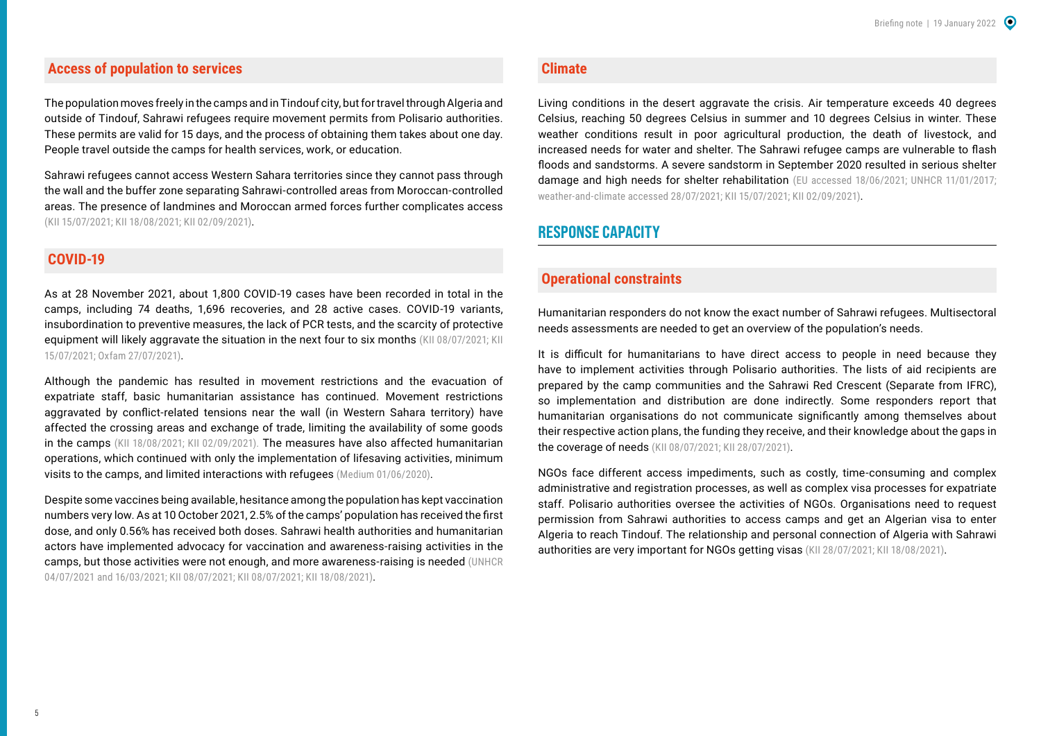## Access of population to services

The population moves freely in the camps and in Tindouf city, but for travel through Algeria and outside of Tindouf, Sahrawi refugees require movement permits from Polisario authorities. These permits are valid for 15 days, and the process of obtaining them takes about one day. People travel outside the camps for health services, work, or education.

Sahrawi refugees cannot access Western Sahara territories since they cannot pass through the wall and the buffer zone separating Sahrawi-controlled areas from Moroccan-controlled areas. The presence of landmines and Moroccan armed forces further complicates access (KII 15/07/2021; KII 18/08/2021; KII 02/09/2021).

## COVID-19

As at 28 November 2021, about 1,800 COVID-19 cases have been recorded in total in the camps, including 74 deaths, 1,696 recoveries, and 28 active cases. COVID-19 variants, insubordination to preventive measures, the lack of PCR tests, and the scarcity of protective equipment will likely aggravate the situation in the next four to six months (KII 08/07/2021; KII 15/07/2021; Oxfam 27/07/2021).

Although the pandemic has resulted in movement restrictions and the evacuation of expatriate staff, basic humanitarian assistance has continued. Movement restrictions aggravated by conflict-related tensions near the wall (in Western Sahara territory) have affected the crossing areas and exchange of trade, limiting the availability of some goods in the camps (KII 18/08/2021; KII 02/09/2021). The measures have also affected humanitarian operations, which continued with only the implementation of lifesaving activities, minimum visits to the camps, and limited interactions with refugees (Medium 01/06/2020).

Despite some vaccines being available, hesitance among the population has kept vaccination numbers very low. As at 10 October 2021, 2.5% of the camps' population has received the first dose, and only 0.56% has received both doses. Sahrawi health authorities and humanitarian actors have implemented advocacy for vaccination and awareness-raising activities in the camps, but those activities were not enough, and more awareness-raising is needed (UNHCR 04/07/2021 and 16/03/2021; KII 08/07/2021; KII 08/07/2021; KII 18/08/2021).

## Climate

Living conditions in the desert aggravate the crisis. Air temperature exceeds 40 degrees Celsius, reaching 50 degrees Celsius in summer and 10 degrees Celsius in winter. These weather conditions result in poor agricultural production, the death of livestock, and increased needs for water and shelter. The Sahrawi refugee camps are vulnerable to flash floods and sandstorms. A severe sandstorm in September 2020 resulted in serious shelter damage and high needs for shelter rehabilitation (EU accessed 18/06/2021; UNHCR 11/01/2017; weather-and-climate accessed 28/07/2021; KII 15/07/2021; KII 02/09/2021).

# RESPONSE CAPACITY

## Operational constraints

Humanitarian responders do not know the exact number of Sahrawi refugees. Multisectoral needs assessments are needed to get an overview of the population's needs.

It is difficult for humanitarians to have direct access to people in need because they have to implement activities through Polisario authorities. The lists of aid recipients are prepared by the camp communities and the Sahrawi Red Crescent (Separate from IFRC), so implementation and distribution are done indirectly. Some responders report that humanitarian organisations do not communicate significantly among themselves about their respective action plans, the funding they receive, and their knowledge about the gaps in the coverage of needs (KII 08/07/2021; KII 28/07/2021).

NGOs face different access impediments, such as costly, time-consuming and complex administrative and registration processes, as well as complex visa processes for expatriate staff. Polisario authorities oversee the activities of NGOs. Organisations need to request permission from Sahrawi authorities to access camps and get an Algerian visa to enter Algeria to reach Tindouf. The relationship and personal connection of Algeria with Sahrawi authorities are very important for NGOs getting visas (KII 28/07/2021; KII 18/08/2021).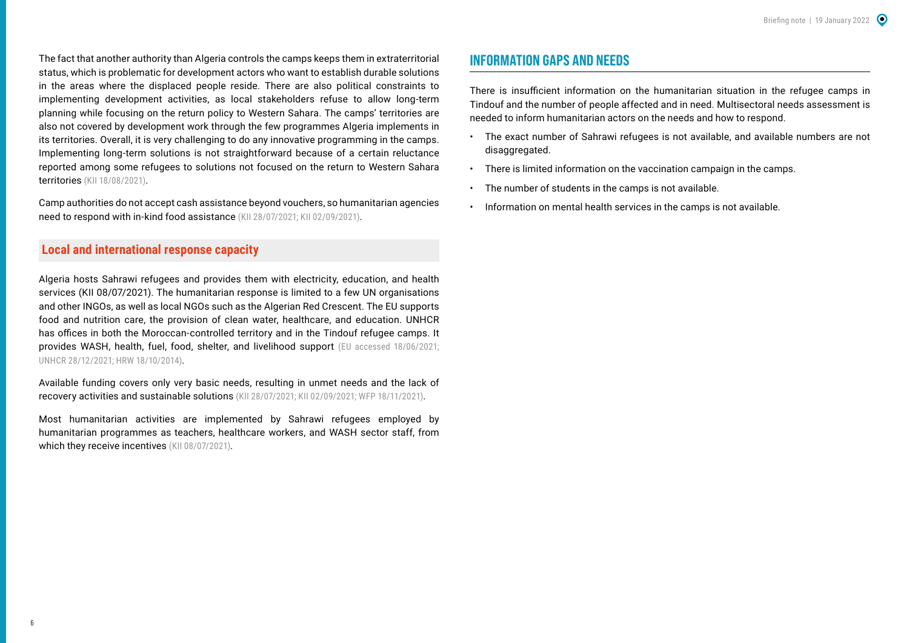The fact that another authority than Algeria controls the camps keeps them in extraterritorial status, which is problematic for development actors who want to establish durable solutions in the areas where the displaced people reside. There are also political constraints to implementing development activities, as local stakeholders refuse to allow long-term planning while focusing on the return policy to Western Sahara. The camps' territories are also not covered by development work through the few programmes Algeria implements in its territories. Overall, it is very challenging to do any innovative programming in the camps. Implementing long-term solutions is not straightforward because of a certain reluctance reported among some refugees to solutions not focused on the return to Western Sahara territories (KII 18/08/2021).

Camp authorities do not accept cash assistance beyond vouchers, so humanitarian agencies need to respond with in-kind food assistance (KII 28/07/2021; KII 02/09/2021).

### Local and international response capacity

Algeria hosts Sahrawi refugees and provides them with electricity, education, and health services (KII 08/07/2021). The humanitarian response is limited to a few UN organisations and other INGOs, as well as local NGOs such as the Algerian Red Crescent. The EU supports food and nutrition care, the provision of clean water, healthcare, and education. UNHCR has offices in both the Moroccan-controlled territory and in the Tindouf refugee camps. It provides WASH, health, fuel, food, shelter, and livelihood support (EU accessed 18/06/2021; UNHCR 28/12/2021; HRW 18/10/2014).

Available funding covers only very basic needs, resulting in unmet needs and the lack of recovery activities and sustainable solutions (KII 28/07/2021; KII 02/09/2021; WFP 18/11/2021).

Most humanitarian activities are implemented by Sahrawi refugees employed by humanitarian programmes as teachers, healthcare workers, and WASH sector staff, from which they receive incentives (KII 08/07/2021).

## INFORMATION GAPS AND NEEDS

There is insufficient information on the humanitarian situation in the refugee camps in Tindouf and the number of people affected and in need. Multisectoral needs assessment is needed to inform humanitarian actors on the needs and how to respond.

- The exact number of Sahrawi refugees is not available, and available numbers are not disaggregated.
- There is limited information on the vaccination campaign in the camps.
- The number of students in the camps is not available.
- Information on mental health services in the camps is not available.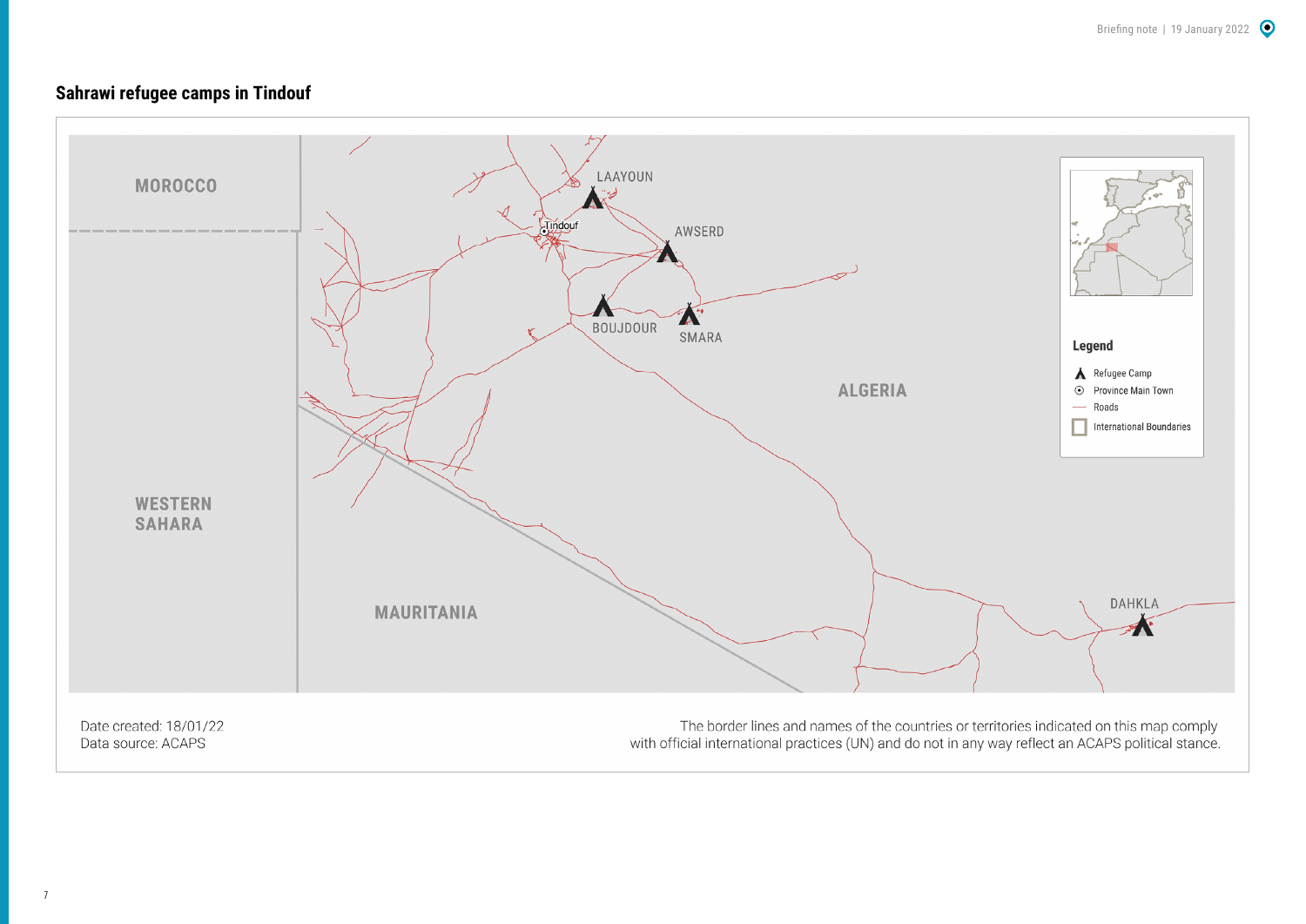## Sahrawi refugee camps in Tindouf

MOROCCO

WESTERN SAHARA

MAURITANIA

ALGERIA

LAAYOUN

Tindouf

AWSERD

BOUJDOUR

SMARA

DAHKLA

Legend

Refugee Camp

Province Main Town

Roads

International Boundaries

Date created: 18/01/22
Data source: ACAPS

The border lines and names of the countries or territories indicated on this map comply with official international practices (UN) and do not in any way reflect an ACAPS political stance.